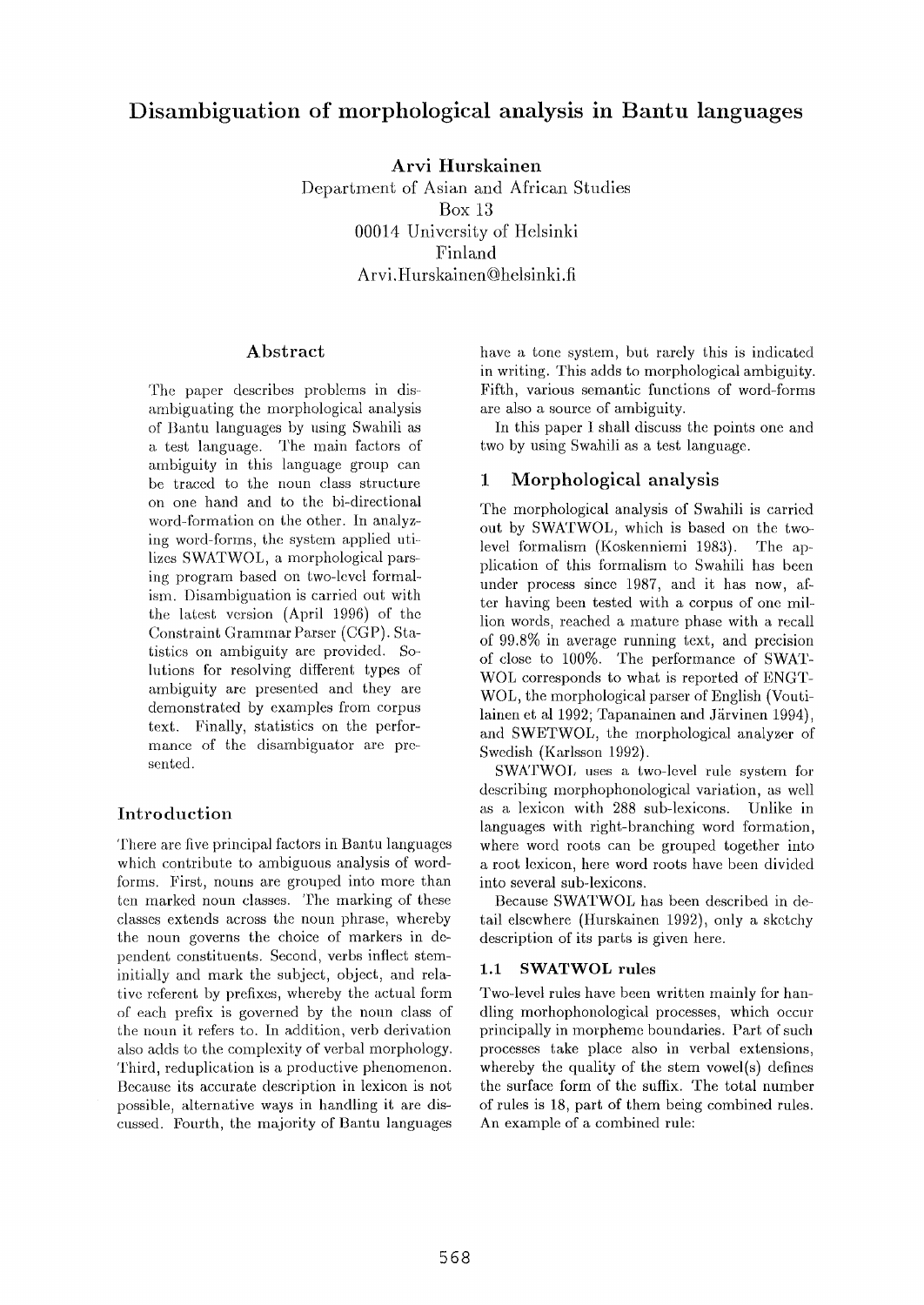# Disambiguation of morphological analysis in Bantu languages

**Arvi Hurskainen**
Department of Asian and African Studies
Box 13
00014 University of Helsinki
Finland
Arvi.Hurskainen@helsinki.fi

## Abstract

The paper describes problems in disambiguating the morphological analysis of Bantu languages by using Swahili as a test language. The main factors of ambiguity in this language group can be traced to the noun class structure on one hand and to the bi-directional word-formation on the other. In analyzing word-forms, the system applied utilizes SWATWOL, a morphological parsing program based on two-level formalism. Disambiguation is carried out with the latest version (April 1996) of the Constraint Grammar Parser (CGP). Statistics on ambiguity are provided. Solutions for resolving different types of ambiguity are presented and they are demonstrated by examples from corpus text. Finally, statistics on the performance of the disambiguator are presented.

## Introduction

There are five principal factors in Bantu languages which contribute to ambiguous analysis of word-forms. First, nouns are grouped into more than ten marked noun classes. The marking of these classes extends across the noun phrase, whereby the noun governs the choice of markers in dependent constituents. Second, verbs inflect stem-initially and mark the subject, object, and relative referent by prefixes, whereby the actual form of each prefix is governed by the noun class of the noun it refers to. In addition, verb derivation also adds to the complexity of verbal morphology. Third, reduplication is a productive phenomenon. Because its accurate description in lexicon is not possible, alternative ways in handling it are discussed. Fourth, the majority of Bantu languages have a tone system, but rarely this is indicated in writing. This adds to morphological ambiguity. Fifth, various semantic functions of word-forms are also a source of ambiguity.

In this paper I shall discuss the points one and two by using Swahili as a test language.

## 1 Morphological analysis

The morphological analysis of Swahili is carried out by SWATWOL, which is based on the two-level formalism (Koskenniemi 1983). The application of this formalism to Swahili has been under process since 1987, and it has now, after having been tested with a corpus of one million words, reached a mature phase with a recall of 99.8% in average running text, and precision of close to 100%. The performance of SWATWOL corresponds to what is reported of ENGTWOL, the morphological parser of English (Voutilainen et al 1992; Tapanainen and Järvinen 1994), and SWETWOL, the morphological analyzer of Swedish (Karlsson 1992).

SWATWOL uses a two-level rule system for describing morphophonological variation, as well as a lexicon with 288 sub-lexicons. Unlike in languages with right-branching word formation, where word roots can be grouped together into a root lexicon, here word roots have been divided into several sub-lexicons.

Because SWATWOL has been described in detail elsewhere (Hurskainen 1992), only a sketchy description of its parts is given here.

### 1.1 SWATWOL rules

Two-level rules have been written mainly for handling morhophonological processes, which occur principally in morpheme boundaries. Part of such processes take place also in verbal extensions, whereby the quality of the stem vowel(s) defines the surface form of the suffix. The total number of rules is 18, part of them being combined rules. An example of a combined rule: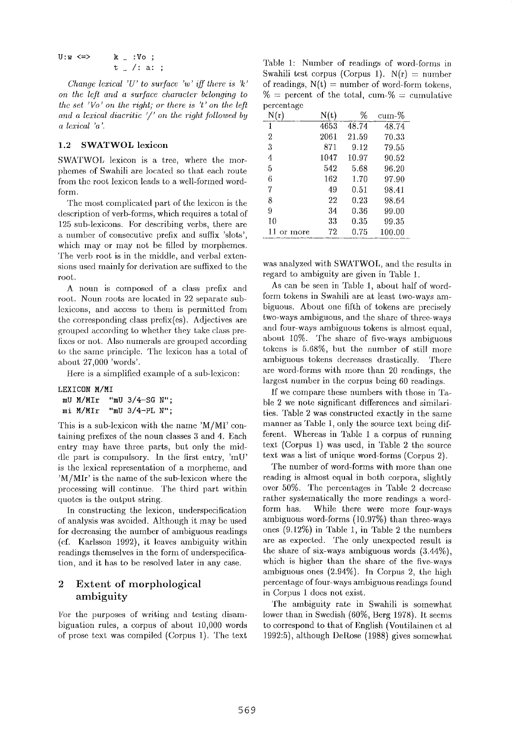```
U:w <=>    k _ :Vo ;
           t _ /: a: ;
```

*Change lexical 'U' to surface 'w' iff there is 'k' on the left and a surface character belonging to the set 'Vo' on the right; or there is 't' on the left and a lexical diacritic '/' on the right followed by a lexical 'a'.*

### 1.2 SWATWOL lexicon

SWATWOL lexicon is a tree, where the morphemes of Swahili are located so that each route from the root lexicon leads to a well-formed word-form.

The most complicated part of the lexicon is the description of verb-forms, which requires a total of 125 sub-lexicons. For describing verbs, there are a number of consecutive prefix and suffix 'slots', which may or may not be filled by morphemes. The verb root is in the middle, and verbal extensions used mainly for derivation are suffixed to the root.

A noun is composed of a class prefix and root. Noun roots are located in 22 separate sub-lexicons, and access to them is permitted from the corresponding class prefix(es). Adjectives are grouped according to whether they take class prefixes or not. Also numerals are grouped according to the same principle. The lexicon has a total of about 27,000 'words'.

Here is a simplified example of a sub-lexicon:

```
LEXICON M/MI
 mU M/MIr  "mU 3/4-SG N";
 mi M/MIr  "mU 3/4-PL N";
```

This is a sub-lexicon with the name 'M/MI' containing prefixes of the noun classes 3 and 4. Each entry may have three parts, but only the middle part is compulsory. In the first entry, 'mU' is the lexical representation of a morpheme, and 'M/MIr' is the name of the sub-lexicon where the processing will continue. The third part within quotes is the output string.

In constructing the lexicon, underspecification of analysis was avoided. Although it may be used for decreasing the number of ambiguous readings (cf. Karlsson 1992), it leaves ambiguity within readings themselves in the form of underspecification, and it has to be resolved later in any case.

## 2 Extent of morphological ambiguity

For the purposes of writing and testing disambiguation rules, a corpus of about 10,000 words of prose text was compiled (Corpus 1). The text was analyzed with SWATWOL, and the results in regard to ambiguity are given in Table 1.

Table 1: Number of readings of word-forms in Swahili test corpus (Corpus 1). N(r) = number of readings, N(t) = number of word-form tokens, % = percent of the total, cum-% = cumulative percentage

| N(r) | N(t) | % | cum-% |
|---|---|---|---|
| 1 | 4653 | 48.74 | 48.74 |
| 2 | 2061 | 21.59 | 70.33 |
| 3 | 871 | 9.12 | 79.55 |
| 4 | 1047 | 10.97 | 90.52 |
| 5 | 542 | 5.68 | 96.20 |
| 6 | 162 | 1.70 | 97.90 |
| 7 | 49 | 0.51 | 98.41 |
| 8 | 22 | 0.23 | 98.64 |
| 9 | 34 | 0.36 | 99.00 |
| 10 | 33 | 0.35 | 99.35 |
| 11 or more | 72 | 0.75 | 100.00 |

As can be seen in Table 1, about half of word-form tokens in Swahili are at least two-ways ambiguous. About one fifth of tokens are precisely two-ways ambiguous, and the share of three-ways and four-ways ambiguous tokens is almost equal, about 10%. The share of five-ways ambiguous tokens is 5.68%, but the number of still more ambiguous tokens decreases drastically. There are word-forms with more than 20 readings, the largest number in the corpus being 60 readings.

If we compare these numbers with those in Table 2 we note significant differences and similarities. Table 2 was constructed exactly in the same manner as Table 1, only the source text being different. Whereas in Table 1 a corpus of running text (Corpus 1) was used, in Table 2 the source text was a list of unique word-forms (Corpus 2).

The number of word-forms with more than one reading is almost equal in both corpora, slightly over 50%. The percentages in Table 2 decrease rather systematically the more readings a word-form has. While there were more four-ways ambiguous word-forms (10.97%) than three-ways ones (9.12%) in Table 1, in Table 2 the numbers are as expected. The only unexpected result is the share of six-ways ambiguous words (3.44%), which is higher than the share of the five-ways ambiguous ones (2.94%). In Corpus 2, the high percentage of four-ways ambiguous readings found in Corpus 1 does not exist.

The ambiguity rate in Swahili is somewhat lower than in Swedish (60%, Berg 1978). It seems to correspond to that of English (Voutilainen et al 1992:5), although DeRose (1988) gives somewhat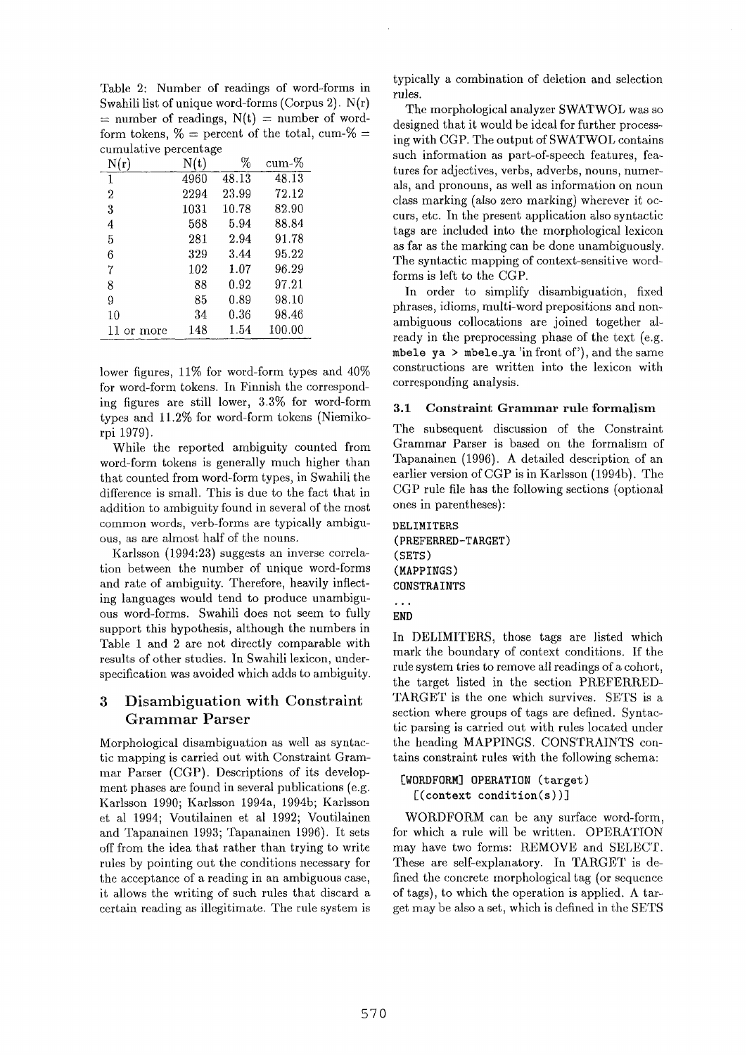Table 2: Number of readings of word-forms in Swahili list of unique word-forms (Corpus 2). N(r) = number of readings, N(t) = number of word-form tokens, % = percent of the total, cum-% = cumulative percentage

| N(r) | N(t) | % | cum-% |
|---|---|---|---|
| 1 | 4960 | 48.13 | 48.13 |
| 2 | 2294 | 23.99 | 72.12 |
| 3 | 1031 | 10.78 | 82.90 |
| 4 | 568 | 5.94 | 88.84 |
| 5 | 281 | 2.94 | 91.78 |
| 6 | 329 | 3.44 | 95.22 |
| 7 | 102 | 1.07 | 96.29 |
| 8 | 88 | 0.92 | 97.21 |
| 9 | 85 | 0.89 | 98.10 |
| 10 | 34 | 0.36 | 98.46 |
| 11 or more | 148 | 1.54 | 100.00 |

lower figures, 11% for word-form types and 40% for word-form tokens. In Finnish the corresponding figures are still lower, 3.3% for word-form types and 11.2% for word-form tokens (Niemikorpi 1979).

While the reported ambiguity counted from word-form tokens is generally much higher than that counted from word-form types, in Swahili the difference is small. This is due to the fact that in addition to ambiguity found in several of the most common words, verb-forms are typically ambiguous, as are almost half of the nouns.

Karlsson (1994:23) suggests an inverse correlation between the number of unique word-forms and rate of ambiguity. Therefore, heavily inflecting languages would tend to produce unambiguous word-forms. Swahili does not seem to fully support this hypothesis, although the numbers in Table 1 and 2 are not directly comparable with results of other studies. In Swahili lexicon, underspecification was avoided which adds to ambiguity.

## 3 Disambiguation with Constraint Grammar Parser

Morphological disambiguation as well as syntactic mapping is carried out with Constraint Grammar Parser (CGP). Descriptions of its development phases are found in several publications (e.g. Karlsson 1990; Karlsson 1994a, 1994b; Karlsson et al 1994; Voutilainen et al 1992; Voutilainen and Tapanainen 1993; Tapanainen 1996). It sets off from the idea that rather than trying to write rules by pointing out the conditions necessary for the acceptance of a reading in an ambiguous case, it allows the writing of such rules that discard a certain reading as illegitimate. The rule system is typically a combination of deletion and selection rules.

The morphological analyzer SWATWOL was so designed that it would be ideal for further processing with CGP. The output of SWATWOL contains such information as part-of-speech features, features for adjectives, verbs, adverbs, nouns, numerals, and pronouns, as well as information on noun class marking (also zero marking) wherever it occurs, etc. In the present application also syntactic tags are included into the morphological lexicon as far as the marking can be done unambiguously. The syntactic mapping of context-sensitive word-forms is left to the CGP.

In order to simplify disambiguation, fixed phrases, idioms, multi-word prepositions and non-ambiguous collocations are joined together already in the preprocessing phase of the text (e.g. `mbele ya > mbele_ya` 'in front of'), and the same constructions are written into the lexicon with corresponding analysis.

### 3.1 Constraint Grammar rule formalism

The subsequent discussion of the Constraint Grammar Parser is based on the formalism of Tapanainen (1996). A detailed description of an earlier version of CGP is in Karlsson (1994b). The CGP rule file has the following sections (optional ones in parentheses):

```
DELIMITERS
(PREFERRED-TARGET)
(SETS)
(MAPPINGS)
CONSTRAINTS
...
END
```

In DELIMITERS, those tags are listed which mark the boundary of context conditions. If the rule system tries to remove all readings of a cohort, the target listed in the section PREFERRED-TARGET is the one which survives. SETS is a section where groups of tags are defined. Syntactic parsing is carried out with rules located under the heading MAPPINGS. CONSTRAINTS contains constraint rules with the following schema:

```
[WORDFORM] OPERATION (target)
  [(context condition(s))]
```

WORDFORM can be any surface word-form, for which a rule will be written. OPERATION may have two forms: REMOVE and SELECT. These are self-explanatory. In TARGET is defined the concrete morphological tag (or sequence of tags), to which the operation is applied. A target may be also a set, which is defined in the SETS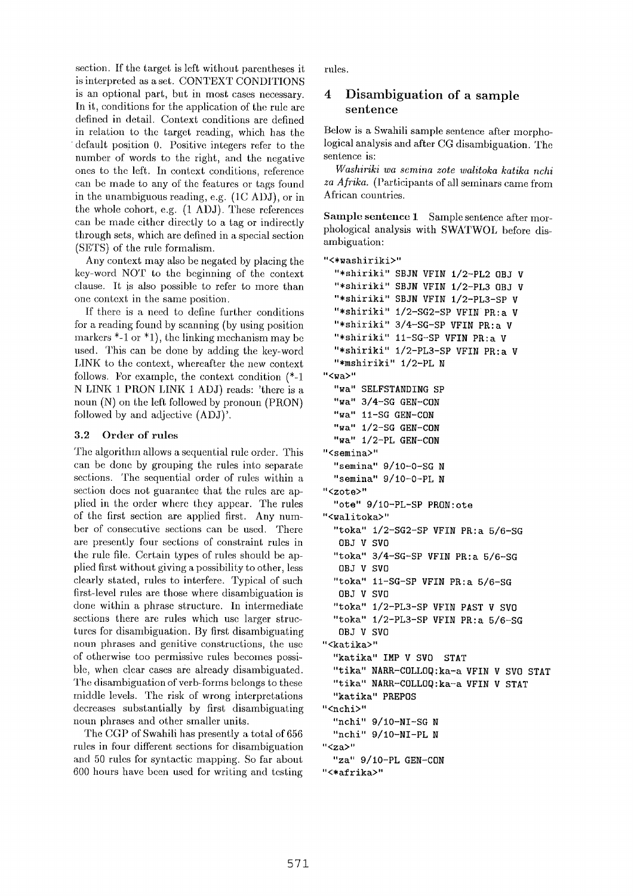section. If the target is left without parentheses it is interpreted as a set. CONTEXT CONDITIONS is an optional part, but in most cases necessary. In it, conditions for the application of the rule are defined in detail. Context conditions are defined in relation to the target reading, which has the default position 0. Positive integers refer to the number of words to the right, and the negative ones to the left. In context conditions, reference can be made to any of the features or tags found in the unambiguous reading, e.g. (1C ADJ), or in the whole cohort, e.g. (1 ADJ). These references can be made either directly to a tag or indirectly through sets, which are defined in a special section (SETS) of the rule formalism.

Any context may also be negated by placing the key-word NOT to the beginning of the context clause. It is also possible to refer to more than one context in the same position.

If there is a need to define further conditions for a reading found by scanning (by using position markers *-1 or *1), the linking mechanism may be used. This can be done by adding the key-word LINK to the context, whereafter the new context follows. For example, the context condition (*-1 N LINK 1 PRON LINK 1 ADJ) reads: 'there is a noun (N) on the left followed by pronoun (PRON) followed by and adjective (ADJ)'.

### 3.2 Order of rules

The algorithm allows a sequential rule order. This can be done by grouping the rules into separate sections. The sequential order of rules within a section does not guarantee that the rules are applied in the order where they appear. The rules of the first section are applied first. Any number of consecutive sections can be used. There are presently four sections of constraint rules in the rule file. Certain types of rules should be applied first without giving a possibility to other, less clearly stated, rules to interfere. Typical of such first-level rules are those where disambiguation is done within a phrase structure. In intermediate sections there are rules which use larger structures for disambiguation. By first disambiguating noun phrases and genitive constructions, the use of otherwise too permissive rules becomes possible, when clear cases are already disambiguated. The disambiguation of verb-forms belongs to these middle levels. The risk of wrong interpretations decreases substantially by first disambiguating noun phrases and other smaller units.

The CGP of Swahili has presently a total of 656 rules in four different sections for disambiguation and 50 rules for syntactic mapping. So far about 600 hours have been used for writing and testing rules.

## 4 Disambiguation of a sample sentence

Below is a Swahili sample sentence after morphological analysis and after CG disambiguation. The sentence is:

*Washiriki wa semina zote walitoka katika nchi za Afrika.* (Participants of all seminars came from African countries.

**Sample sentence 1** Sample sentence after morphological analysis with SWATWOL before disambiguation:

```
"<*washiriki>"
  "*shiriki" SBJN VFIN 1/2-PL2 OBJ V
  "*shiriki" SBJN VFIN 1/2-PL3 OBJ V
  "*shiriki" SBJN VFIN 1/2-PL3-SP V
  "*shiriki" 1/2-SG2-SP VFIN PR:a V
  "*shiriki" 3/4-SG-SP VFIN PR:a V
  "*shiriki" 11-SG-SP VFIN PR:a V
  "*shiriki" 1/2-PL3-SP VFIN PR:a V
  "*mshiriki" 1/2-PL N
"<wa>"
  "wa" SELFSTANDING SP
  "wa" 3/4-SG GEN-CON
  "wa" 11-SG GEN-CON
  "wa" 1/2-SG GEN-CON
  "wa" 1/2-PL GEN-CON
"<semina>"
  "semina" 9/10-0-SG N
  "semina" 9/10-0-PL N
"<zote>"
  "ote" 9/10-PL-SP PRON:ote
"<walitoka>"
  "toka" 1/2-SG2-SP VFIN PR:a 5/6-SG
   OBJ V SVO
  "toka" 3/4-SG-SP VFIN PR:a 5/6-SG
   OBJ V SVO
  "toka" 11-SG-SP VFIN PR:a 5/6-SG
   OBJ V SVO
  "toka" 1/2-PL3-SP VFIN PAST V SVO
  "toka" 1/2-PL3-SP VFIN PR:a 5/6-SG
   OBJ V SVO
"<katika>"
  "katika" IMP V SVO  STAT
  "tika" NARR-COLLOQ:ka-a VFIN V SVO STAT
  "tika" NARR-COLLOQ:ka-a VFIN V STAT
  "katika" PREPOS
"<nchi>"
  "nchi" 9/10-NI-SG N
  "nchi" 9/10-NI-PL N
"<za>"
  "za" 9/10-PL GEN-CON
"<*afrika>"
```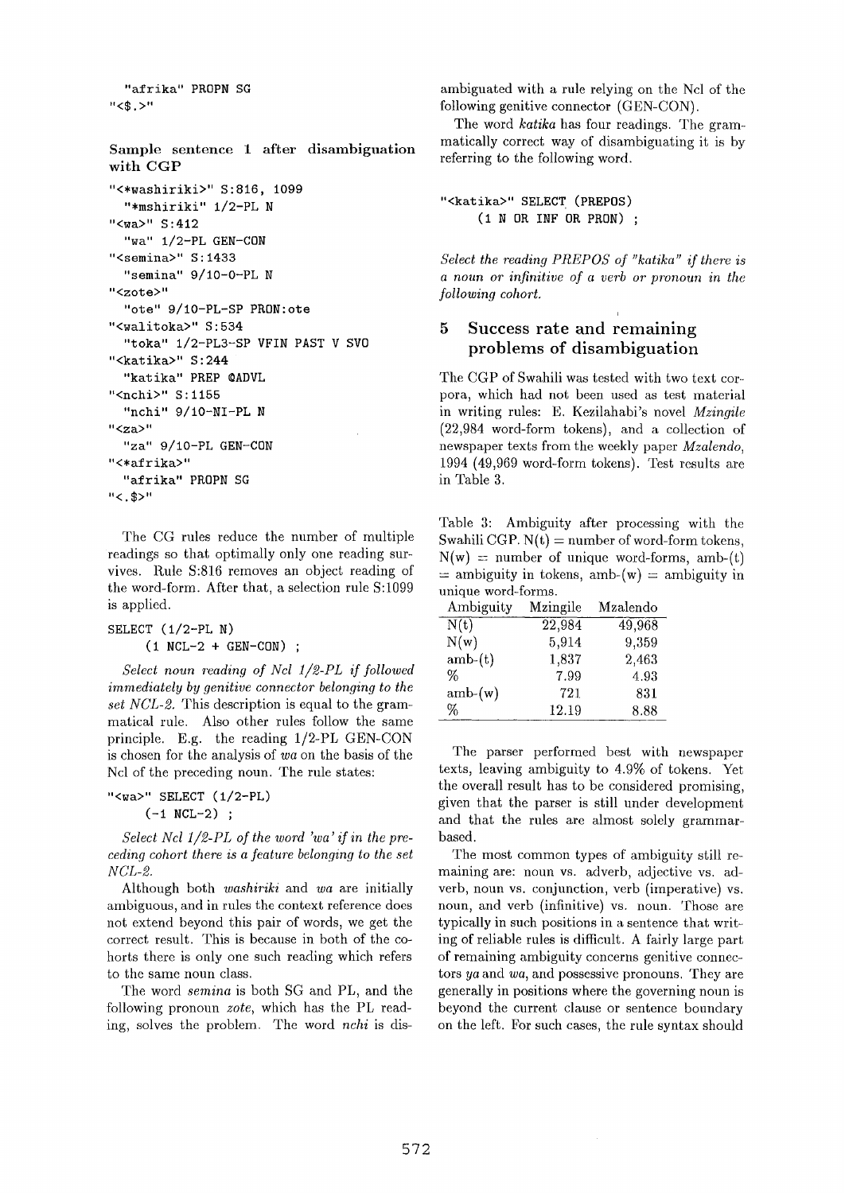```
  "afrika" PROPN SG
"<$.>"
```

**Sample sentence 1 after disambiguation with CGP**

```
"<*washiriki>" S:816, 1099
  "*mshiriki" 1/2-PL N
"<wa>" S:412
  "wa" 1/2-PL GEN-CON
"<semina>" S:1433
  "semina" 9/10-0-PL N
"<zote>"
  "ote" 9/10-PL-SP PRON:ote
"<walitoka>" S:534
  "toka" 1/2-PL3-SP VFIN PAST V SVO
"<katika>" S:244
  "katika" PREP @ADVL
"<nchi>" S:1155
  "nchi" 9/10-NI-PL N
"<za>"
  "za" 9/10-PL GEN-CON
"<*afrika>"
  "afrika" PROPN SG
"<.$>"
```

The CG rules reduce the number of multiple readings so that optimally only one reading survives. Rule S:816 removes an object reading of the word-form. After that, a selection rule S:1099 is applied.

```
SELECT (1/2-PL N)
     (1 NCL-2 + GEN-CON) ;
```

*Select noun reading of Ncl 1/2-PL if followed immediately by genitive connector belonging to the set NCL-2.* This description is equal to the grammatical rule. Also other rules follow the same principle. E.g. the reading 1/2-PL GEN-CON is chosen for the analysis of *wa* on the basis of the Ncl of the preceding noun. The rule states:

```
"<wa>" SELECT (1/2-PL)
     (-1 NCL-2) ;
```

*Select Ncl 1/2-PL of the word 'wa' if in the preceding cohort there is a feature belonging to the set NCL-2.*

Although both *washiriki* and *wa* are initially ambiguous, and in rules the context reference does not extend beyond this pair of words, we get the correct result. This is because in both of the cohorts there is only one such reading which refers to the same noun class.

The word *semina* is both SG and PL, and the following pronoun *zote*, which has the PL reading, solves the problem. The word *nchi* is disambiguated with a rule relying on the Ncl of the following genitive connector (GEN-CON).

The word *katika* has four readings. The grammatically correct way of disambiguating it is by referring to the following word.

```
"<katika>" SELECT (PREPOS)
     (1 N OR INF OR PRON) ;
```

*Select the reading PREPOS of "katika" if there is a noun or infinitive of a verb or pronoun in the following cohort.*

## 5 Success rate and remaining problems of disambiguation

The CGP of Swahili was tested with two text corpora, which had not been used as test material in writing rules: E. Kezilahabi's novel *Mzingile* (22,984 word-form tokens), and a collection of newspaper texts from the weekly paper *Mzalendo*, 1994 (49,969 word-form tokens). Test results are in Table 3.

Table 3: Ambiguity after processing with the Swahili CGP. N(t) = number of word-form tokens, N(w) = number of unique word-forms, amb-(t) = ambiguity in tokens, amb-(w) = ambiguity in unique word-forms.

| Ambiguity | Mzingile | Mzalendo |
|---|---|---|
| N(t) | 22,984 | 49,968 |
| N(w) | 5,914 | 9,359 |
| amb-(t) | 1,837 | 2,463 |
| % | 7.99 | 4.93 |
| amb-(w) | 721 | 831 |
| % | 12.19 | 8.88 |

The parser performed best with newspaper texts, leaving ambiguity to 4.9% of tokens. Yet the overall result has to be considered promising, given that the parser is still under development and that the rules are almost solely grammar-based.

The most common types of ambiguity still remaining are: noun vs. adverb, adjective vs. adverb, noun vs. conjunction, verb (imperative) vs. noun, and verb (infinitive) vs. noun. Those are typically in such positions in a sentence that writing of reliable rules is difficult. A fairly large part of remaining ambiguity concerns genitive connectors *ya* and *wa*, and possessive pronouns. They are generally in positions where the governing noun is beyond the current clause or sentence boundary on the left. For such cases, the rule syntax should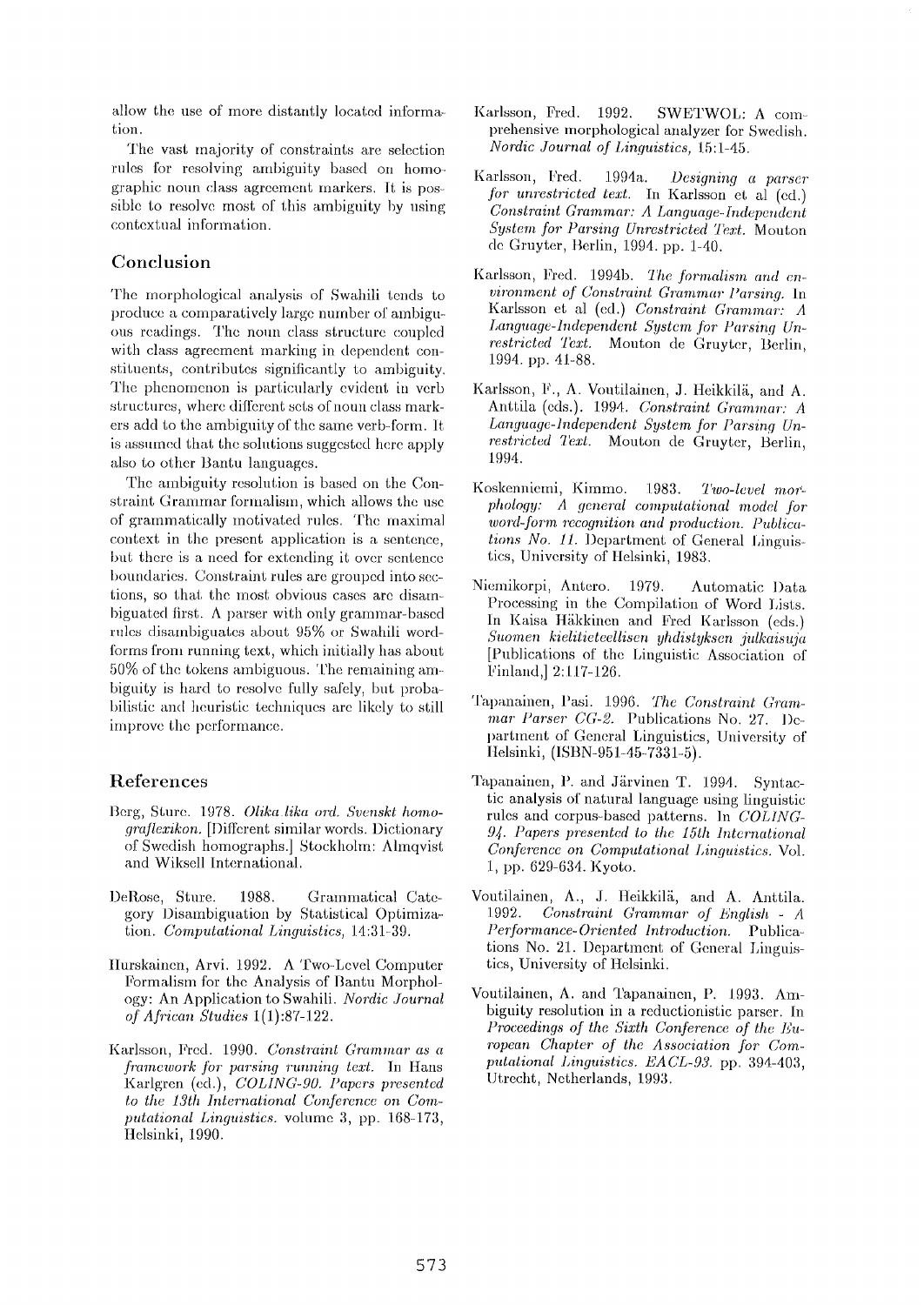allow the use of more distantly located information.

The vast majority of constraints are selection rules for resolving ambiguity based on homographic noun class agreement markers. It is possible to resolve most of this ambiguity by using contextual information.

## Conclusion

The morphological analysis of Swahili tends to produce a comparatively large number of ambiguous readings. The noun class structure coupled with class agreement marking in dependent constituents, contributes significantly to ambiguity. The phenomenon is particularly evident in verb structures, where different sets of noun class markers add to the ambiguity of the same verb-form. It is assumed that the solutions suggested here apply also to other Bantu languages.

The ambiguity resolution is based on the Constraint Grammar formalism, which allows the use of grammatically motivated rules. The maximal context in the present application is a sentence, but there is a need for extending it over sentence boundaries. Constraint rules are grouped into sections, so that the most obvious cases are disambiguated first. A parser with only grammar-based rules disambiguates about 95% or Swahili word-forms from running text, which initially has about 50% of the tokens ambiguous. The remaining ambiguity is hard to resolve fully safely, but probabilistic and heuristic techniques are likely to still improve the performance.

## References

Berg, Sture. 1978. *Olika lika ord. Svenskt homografiexikon.* [Different similar words. Dictionary of Swedish homographs.] Stockholm: Almqvist and Wiksell International.

DeRose, Sture. 1988. Grammatical Category Disambiguation by Statistical Optimization. *Computational Linguistics,* 14:31-39.

Hurskainen, Arvi. 1992. A Two-Level Computer Formalism for the Analysis of Bantu Morphology: An Application to Swahili. *Nordic Journal of African Studies* 1(1):87-122.

Karlsson, Fred. 1990. *Constraint Grammar as a framework for parsing running text.* In Hans Karlgren (ed.), *COLING-90. Papers presented to the 13th International Conference on Computational Linguistics.* volume 3, pp. 168-173, Helsinki, 1990.

Karlsson, Fred. 1992. SWETWOL: A comprehensive morphological analyzer for Swedish. *Nordic Journal of Linguistics,* 15:1-45.

Karlsson, Fred. 1994a. *Designing a parser for unrestricted text.* In Karlsson et al (ed.) *Constraint Grammar: A Language-Independent System for Parsing Unrestricted Text.* Mouton de Gruyter, Berlin, 1994. pp. 1-40.

Karlsson, Fred. 1994b. *The formalism and environment of Constraint Grammar Parsing.* In Karlsson et al (ed.) *Constraint Grammar: A Language-Independent System for Parsing Unrestricted Text.* Mouton de Gruyter, Berlin, 1994. pp. 41-88.

Karlsson, F., A. Voutilainen, J. Heikkilä, and A. Anttila (eds.). 1994. *Constraint Grammar: A Language-Independent System for Parsing Unrestricted Text.* Mouton de Gruyter, Berlin, 1994.

Koskenniemi, Kimmo. 1983. *Two-level morphology: A general computational model for word-form recognition and production. Publications No. 11.* Department of General Linguistics, University of Helsinki, 1983.

Niemikorpi, Antero. 1979. Automatic Data Processing in the Compilation of Word Lists. In Kaisa Häkkinen and Fred Karlsson (eds.) *Suomen kielitieteellisen yhdistyksen julkaisuja* [Publications of the Linguistic Association of Finland,] 2:117-126.

Tapanainen, Pasi. 1996. *The Constraint Grammar Parser CG-2.* Publications No. 27. Department of General Linguistics, University of Helsinki, (ISBN-951-45-7331-5).

Tapanainen, P. and Järvinen T. 1994. Syntactic analysis of natural language using linguistic rules and corpus-based patterns. In *COLING-94. Papers presented to the 15th International Conference on Computational Linguistics.* Vol. 1, pp. 629-634. Kyoto.

Voutilainen, A., J. Heikkilä, and A. Anttila. 1992. *Constraint Grammar of English - A Performance-Oriented Introduction.* Publications No. 21. Department of General Linguistics, University of Helsinki.

Voutilainen, A. and Tapanainen, P. 1993. Ambiguity resolution in a reductionistic parser. In *Proceedings of the Sixth Conference of the European Chapter of the Association for Computational Linguistics. EACL-93.* pp. 394-403, Utrecht, Netherlands, 1993.